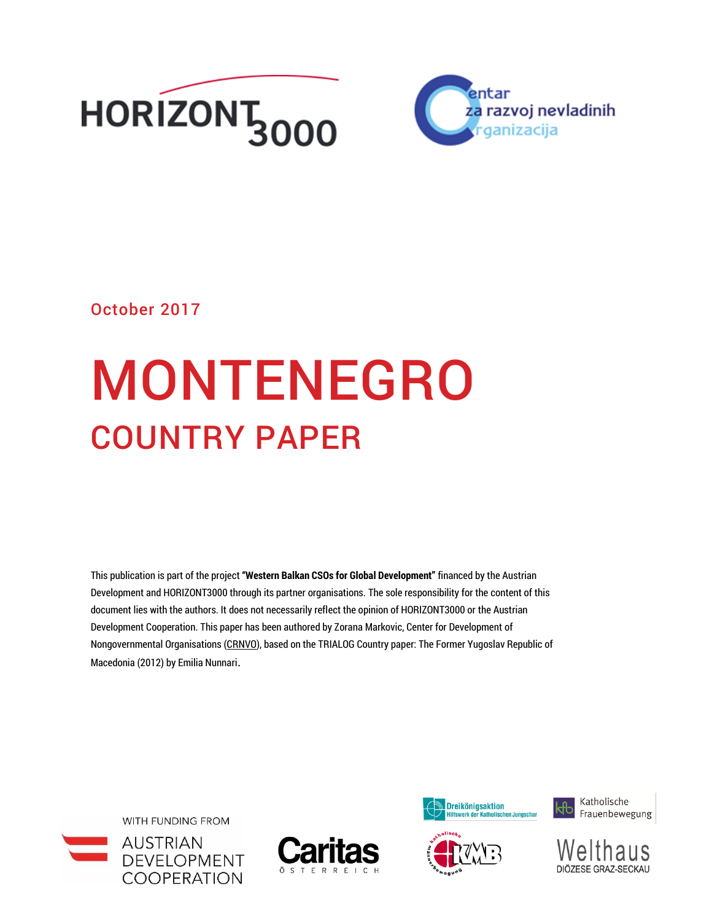HORIZONT3000

Centar za razvoj nevladinih organizacija

October 2017

# MONTENEGRO

## COUNTRY PAPER

This publication is part of the project **"Western Balkan CSOs for Global Development"** financed by the Austrian Development and HORIZONT3000 through its partner organisations. The sole responsibility for the content of this document lies with the authors. It does not necessarily reflect the opinion of HORIZONT3000 or the Austrian Development Cooperation. This paper has been authored by Zorana Markovic, Center for Development of Nongovernmental Organisations (CRNVO), based on the TRIALOG Country paper: The Former Yugoslav Republic of Macedonia (2012) by Emilia Nunnari.

WITH FUNDING FROM AUSTRIAN DEVELOPMENT COOPERATION

Caritas Österreich

Dreikönigsaktion Hilfswerk der Katholischen Jungschar

Katholische Frauenbewegung

Katholische Männerbewegung KMB

Welthaus Diözese Graz-Seckau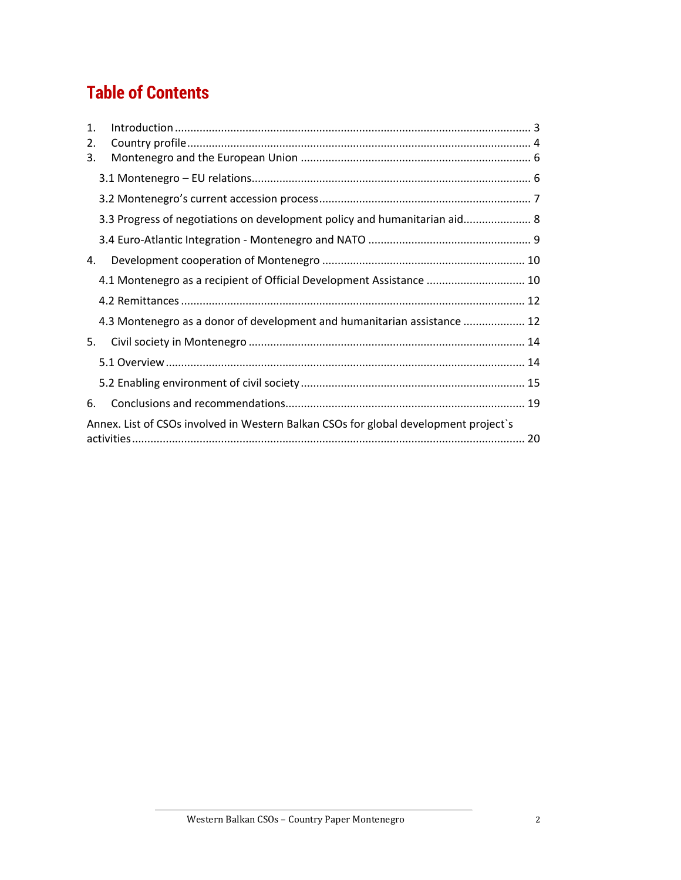# Table of Contents

1. Introduction ... 3
2. Country profile ... 4
3. Montenegro and the European Union ... 6
   - 3.1 Montenegro – EU relations ... 6
   - 3.2 Montenegro's current accession process ... 7
   - 3.3 Progress of negotiations on development policy and humanitarian aid ... 8
   - 3.4 Euro-Atlantic Integration - Montenegro and NATO ... 9
4. Development cooperation of Montenegro ... 10
   - 4.1 Montenegro as a recipient of Official Development Assistance ... 10
   - 4.2 Remittances ... 12
   - 4.3 Montenegro as a donor of development and humanitarian assistance ... 12
5. Civil society in Montenegro ... 14
   - 5.1 Overview ... 14
   - 5.2 Enabling environment of civil society ... 15
6. Conclusions and recommendations ... 19

Annex. List of CSOs involved in Western Balkan CSOs for global development project`s activities ... 20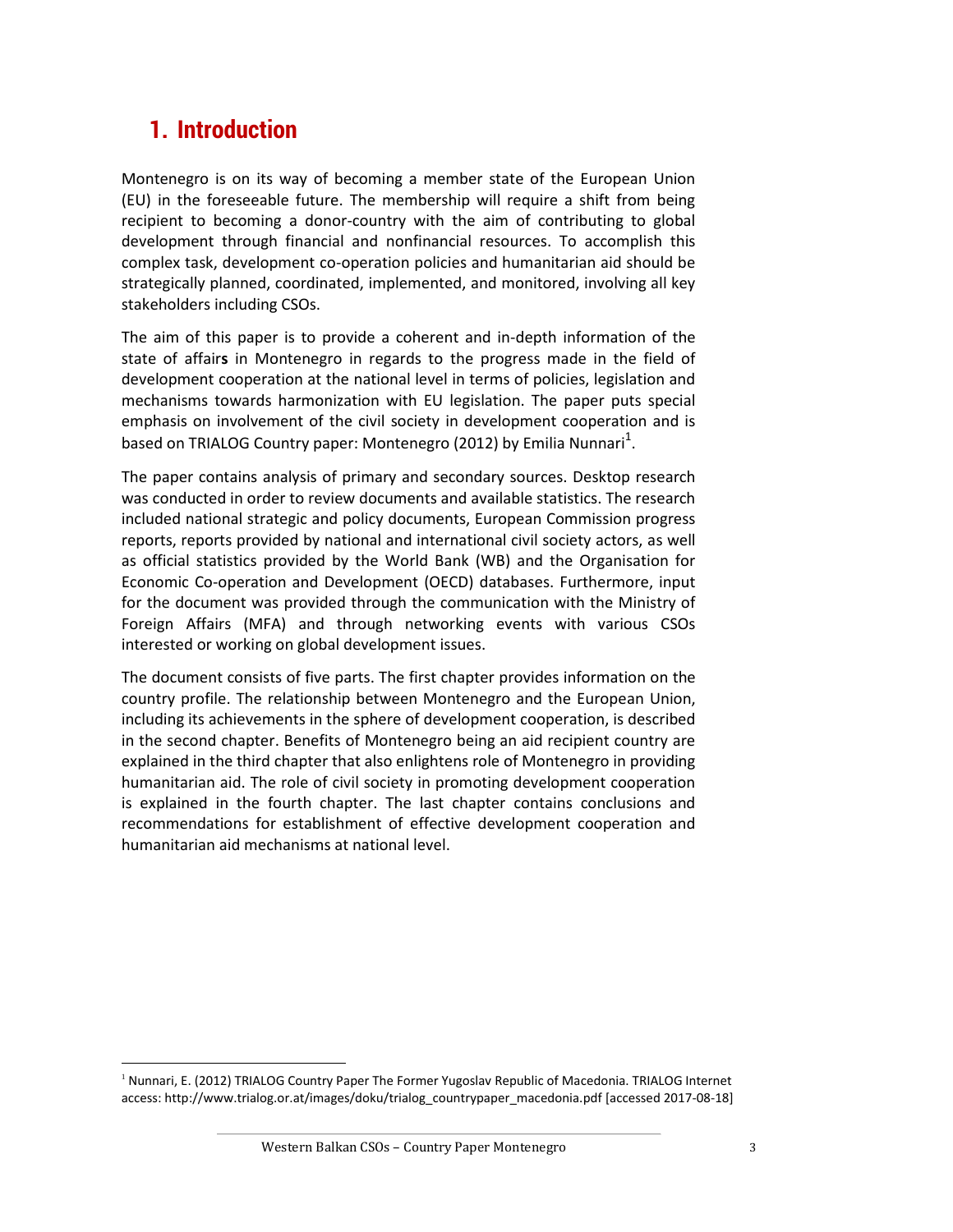# 1. Introduction

Montenegro is on its way of becoming a member state of the European Union (EU) in the foreseeable future. The membership will require a shift from being recipient to becoming a donor-country with the aim of contributing to global development through financial and nonfinancial resources. To accomplish this complex task, development co-operation policies and humanitarian aid should be strategically planned, coordinated, implemented, and monitored, involving all key stakeholders including CSOs.

The aim of this paper is to provide a coherent and in-depth information of the state of affairs in Montenegro in regards to the progress made in the field of development cooperation at the national level in terms of policies, legislation and mechanisms towards harmonization with EU legislation. The paper puts special emphasis on involvement of the civil society in development cooperation and is based on TRIALOG Country paper: Montenegro (2012) by Emilia Nunnari[1].

The paper contains analysis of primary and secondary sources. Desktop research was conducted in order to review documents and available statistics. The research included national strategic and policy documents, European Commission progress reports, reports provided by national and international civil society actors, as well as official statistics provided by the World Bank (WB) and the Organisation for Economic Co-operation and Development (OECD) databases. Furthermore, input for the document was provided through the communication with the Ministry of Foreign Affairs (MFA) and through networking events with various CSOs interested or working on global development issues.

The document consists of five parts. The first chapter provides information on the country profile. The relationship between Montenegro and the European Union, including its achievements in the sphere of development cooperation, is described in the second chapter. Benefits of Montenegro being an aid recipient country are explained in the third chapter that also enlightens role of Montenegro in providing humanitarian aid. The role of civil society in promoting development cooperation is explained in the fourth chapter. The last chapter contains conclusions and recommendations for establishment of effective development cooperation and humanitarian aid mechanisms at national level.

---

[1] Nunnari, E. (2012) TRIALOG Country Paper The Former Yugoslav Republic of Macedonia. TRIALOG Internet access: http://www.trialog.or.at/images/doku/trialog_countrypaper_macedonia.pdf [accessed 2017-08-18]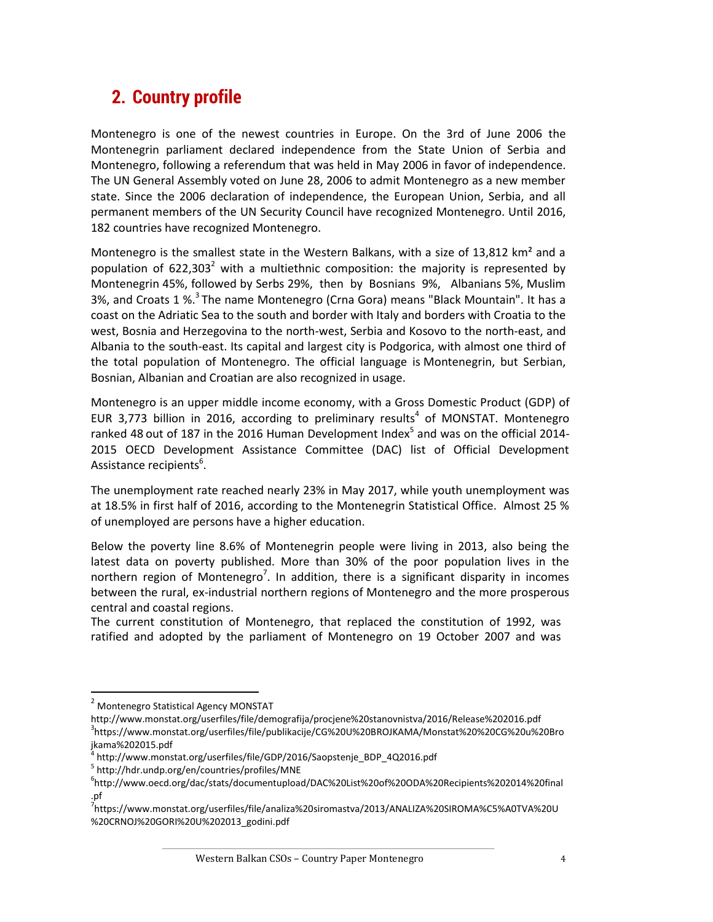## 2. Country profile

Montenegro is one of the newest countries in Europe. On the 3rd of June 2006 the Montenegrin parliament declared independence from the State Union of Serbia and Montenegro, following a referendum that was held in May 2006 in favor of independence. The UN General Assembly voted on June 28, 2006 to admit Montenegro as a new member state. Since the 2006 declaration of independence, the European Union, Serbia, and all permanent members of the UN Security Council have recognized Montenegro. Until 2016, 182 countries have recognized Montenegro.

Montenegro is the smallest state in the Western Balkans, with a size of 13,812 km² and a population of 622,303[2] with a multiethnic composition: the majority is represented by Montenegrin 45%, followed by Serbs 29%, then by Bosnians 9%, Albanians 5%, Muslim 3%, and Croats 1 %.[3] The name Montenegro (Crna Gora) means "Black Mountain". It has a coast on the Adriatic Sea to the south and border with Italy and borders with Croatia to the west, Bosnia and Herzegovina to the north-west, Serbia and Kosovo to the north-east, and Albania to the south-east. Its capital and largest city is Podgorica, with almost one third of the total population of Montenegro. The official language is Montenegrin, but Serbian, Bosnian, Albanian and Croatian are also recognized in usage.

Montenegro is an upper middle income economy, with a Gross Domestic Product (GDP) of EUR 3,773 billion in 2016, according to preliminary results[4] of MONSTAT. Montenegro ranked 48 out of 187 in the 2016 Human Development Index[5] and was on the official 2014-2015 OECD Development Assistance Committee (DAC) list of Official Development Assistance recipients[6].

The unemployment rate reached nearly 23% in May 2017, while youth unemployment was at 18.5% in first half of 2016, according to the Montenegrin Statistical Office. Almost 25 % of unemployed are persons have a higher education.

Below the poverty line 8.6% of Montenegrin people were living in 2013, also being the latest data on poverty published. More than 30% of the poor population lives in the northern region of Montenegro[7]. In addition, there is a significant disparity in incomes between the rural, ex-industrial northern regions of Montenegro and the more prosperous central and coastal regions.
The current constitution of Montenegro, that replaced the constitution of 1992, was ratified and adopted by the parliament of Montenegro on 19 October 2007 and was

---

[2] Montenegro Statistical Agency MONSTAT
http://www.monstat.org/userfiles/file/demografija/procjene%20stanovnistva/2016/Release%202016.pdf

[3] https://www.monstat.org/userfiles/file/publikacije/CG%20U%20BROJKAMA/Monstat%20%20CG%20u%20Brojkama%202015.pdf

[4] http://www.monstat.org/userfiles/file/GDP/2016/Saopstenje_BDP_4Q2016.pdf

[5] http://hdr.undp.org/en/countries/profiles/MNE

[6] http://www.oecd.org/dac/stats/documentupload/DAC%20List%20of%20ODA%20Recipients%202014%20final.pf

[7] https://www.monstat.org/userfiles/file/analiza%20siromastva/2013/ANALIZA%20SIROMA%C5%A0TVA%20U%20CRNOJ%20GORI%20U%202013_godini.pdf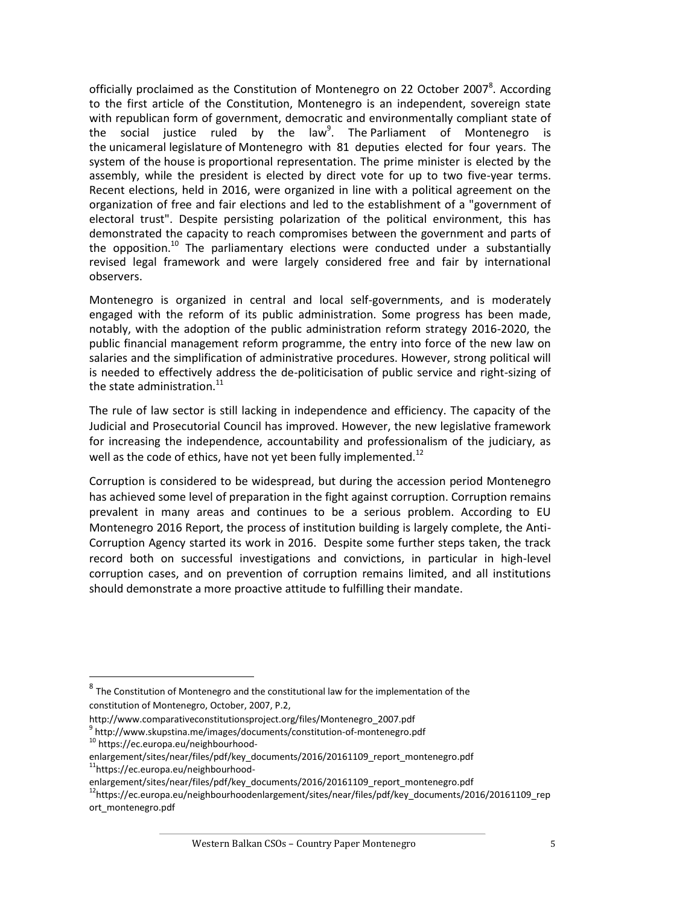officially proclaimed as the Constitution of Montenegro on 22 October 2007[8]. According to the first article of the Constitution, Montenegro is an independent, sovereign state with republican form of government, democratic and environmentally compliant state of the social justice ruled by the law[9]. The Parliament of Montenegro is the unicameral legislature of Montenegro with 81 deputies elected for four years. The system of the house is proportional representation. The prime minister is elected by the assembly, while the president is elected by direct vote for up to two five-year terms. Recent elections, held in 2016, were organized in line with a political agreement on the organization of free and fair elections and led to the establishment of a "government of electoral trust". Despite persisting polarization of the political environment, this has demonstrated the capacity to reach compromises between the government and parts of the opposition.[10] The parliamentary elections were conducted under a substantially revised legal framework and were largely considered free and fair by international observers.

Montenegro is organized in central and local self-governments, and is moderately engaged with the reform of its public administration. Some progress has been made, notably, with the adoption of the public administration reform strategy 2016-2020, the public financial management reform programme, the entry into force of the new law on salaries and the simplification of administrative procedures. However, strong political will is needed to effectively address the de-politicisation of public service and right-sizing of the state administration.[11]

The rule of law sector is still lacking in independence and efficiency. The capacity of the Judicial and Prosecutorial Council has improved. However, the new legislative framework for increasing the independence, accountability and professionalism of the judiciary, as well as the code of ethics, have not yet been fully implemented.[12]

Corruption is considered to be widespread, but during the accession period Montenegro has achieved some level of preparation in the fight against corruption. Corruption remains prevalent in many areas and continues to be a serious problem. According to EU Montenegro 2016 Report, the process of institution building is largely complete, the Anti-Corruption Agency started its work in 2016. Despite some further steps taken, the track record both on successful investigations and convictions, in particular in high-level corruption cases, and on prevention of corruption remains limited, and all institutions should demonstrate a more proactive attitude to fulfilling their mandate.

---

[8] The Constitution of Montenegro and the constitutional law for the implementation of the constitution of Montenegro, October, 2007, P.2, http://www.comparativeconstitutionsproject.org/files/Montenegro_2007.pdf

[9] http://www.skupstina.me/images/documents/constitution-of-montenegro.pdf

[10] https://ec.europa.eu/neighbourhood-enlargement/sites/near/files/pdf/key_documents/2016/20161109_report_montenegro.pdf

[11] https://ec.europa.eu/neighbourhood-enlargement/sites/near/files/pdf/key_documents/2016/20161109_report_montenegro.pdf

[12] https://ec.europa.eu/neighbourhoodenlargement/sites/near/files/pdf/key_documents/2016/20161109_report_montenegro.pdf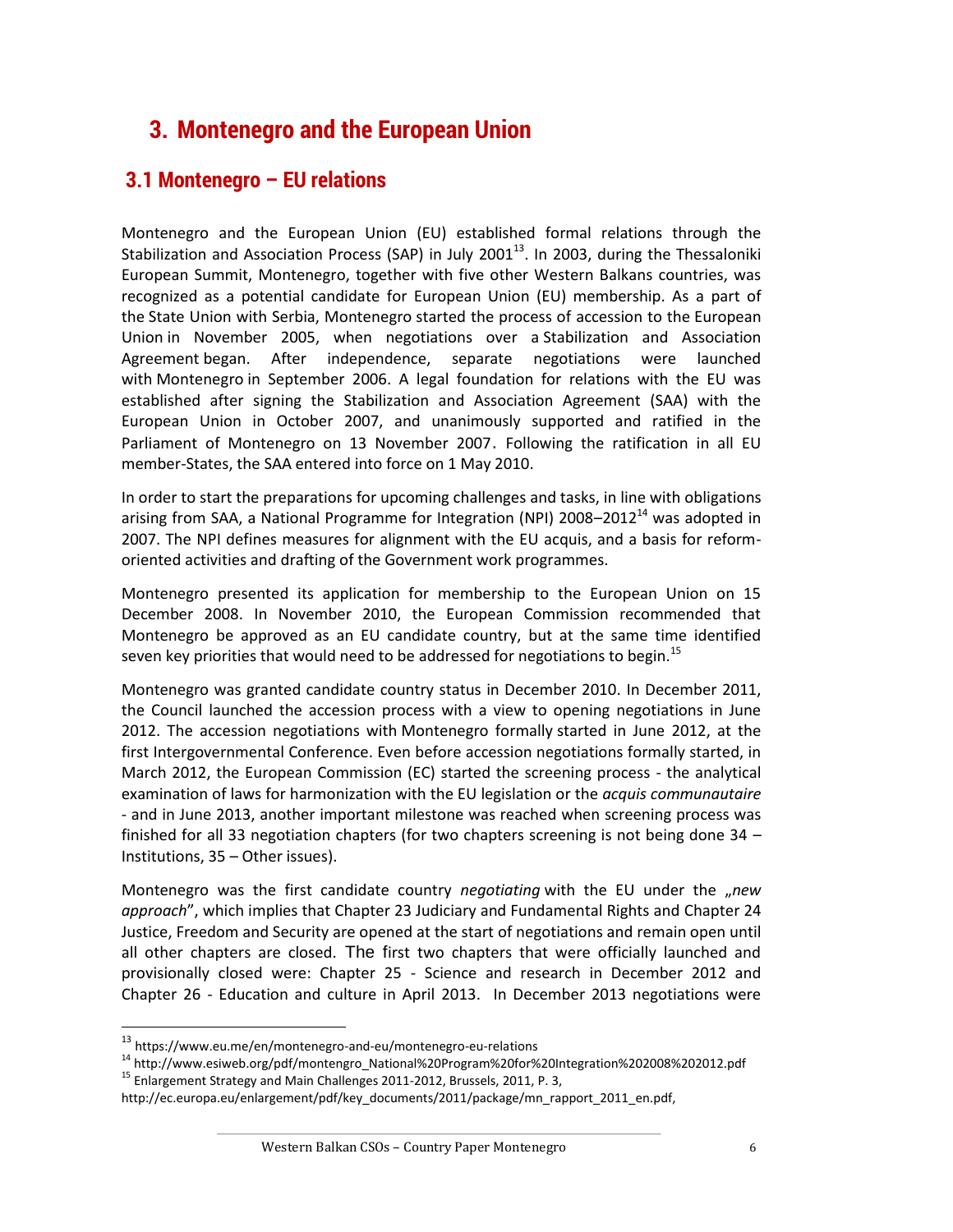# 3. Montenegro and the European Union

## 3.1 Montenegro – EU relations

Montenegro and the European Union (EU) established formal relations through the Stabilization and Association Process (SAP) in July 2001[13]. In 2003, during the Thessaloniki European Summit, Montenegro, together with five other Western Balkans countries, was recognized as a potential candidate for European Union (EU) membership. As a part of the State Union with Serbia, Montenegro started the process of accession to the European Union in November 2005, when negotiations over a Stabilization and Association Agreement began. After independence, separate negotiations were launched with Montenegro in September 2006. A legal foundation for relations with the EU was established after signing the Stabilization and Association Agreement (SAA) with the European Union in October 2007, and unanimously supported and ratified in the Parliament of Montenegro on 13 November 2007. Following the ratification in all EU member-States, the SAA entered into force on 1 May 2010.

In order to start the preparations for upcoming challenges and tasks, in line with obligations arising from SAA, a National Programme for Integration (NPI) 2008–2012[14] was adopted in 2007. The NPI defines measures for alignment with the EU acquis, and a basis for reform-oriented activities and drafting of the Government work programmes.

Montenegro presented its application for membership to the European Union on 15 December 2008. In November 2010, the European Commission recommended that Montenegro be approved as an EU candidate country, but at the same time identified seven key priorities that would need to be addressed for negotiations to begin.[15]

Montenegro was granted candidate country status in December 2010. In December 2011, the Council launched the accession process with a view to opening negotiations in June 2012. The accession negotiations with Montenegro formally started in June 2012, at the first Intergovernmental Conference. Even before accession negotiations formally started, in March 2012, the European Commission (EC) started the screening process - the analytical examination of laws for harmonization with the EU legislation or the *acquis communautaire* - and in June 2013, another important milestone was reached when screening process was finished for all 33 negotiation chapters (for two chapters screening is not being done 34 – Institutions, 35 – Other issues).

Montenegro was the first candidate country *negotiating* with the EU under the „*new approach*", which implies that Chapter 23 Judiciary and Fundamental Rights and Chapter 24 Justice, Freedom and Security are opened at the start of negotiations and remain open until all other chapters are closed. The first two chapters that were officially launched and provisionally closed were: Chapter 25 - Science and research in December 2012 and Chapter 26 - Education and culture in April 2013. In December 2013 negotiations were

---

[13] https://www.eu.me/en/montenegro-and-eu/montenegro-eu-relations

[14] http://www.esiweb.org/pdf/montengro_National%20Program%20for%20Integration%202008%202012.pdf

[15] Enlargement Strategy and Main Challenges 2011-2012, Brussels, 2011, P. 3, http://ec.europa.eu/enlargement/pdf/key_documents/2011/package/mn_rapport_2011_en.pdf,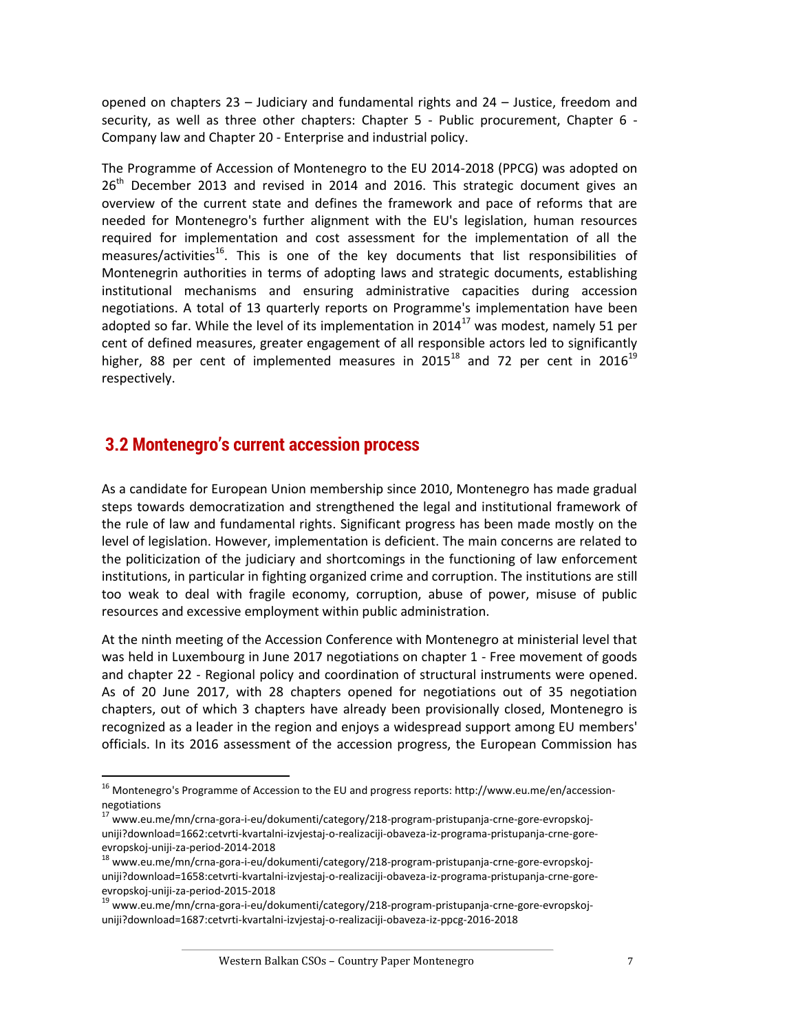opened on chapters 23 – Judiciary and fundamental rights and 24 – Justice, freedom and security, as well as three other chapters: Chapter 5 - Public procurement, Chapter 6 - Company law and Chapter 20 - Enterprise and industrial policy.

The Programme of Accession of Montenegro to the EU 2014-2018 (PPCG) was adopted on 26th December 2013 and revised in 2014 and 2016. This strategic document gives an overview of the current state and defines the framework and pace of reforms that are needed for Montenegro's further alignment with the EU's legislation, human resources required for implementation and cost assessment for the implementation of all the measures/activities[16]. This is one of the key documents that list responsibilities of Montenegrin authorities in terms of adopting laws and strategic documents, establishing institutional mechanisms and ensuring administrative capacities during accession negotiations. A total of 13 quarterly reports on Programme's implementation have been adopted so far. While the level of its implementation in 2014[17] was modest, namely 51 per cent of defined measures, greater engagement of all responsible actors led to significantly higher, 88 per cent of implemented measures in 2015[18] and 72 per cent in 2016[19] respectively.

## 3.2 Montenegro's current accession process

As a candidate for European Union membership since 2010, Montenegro has made gradual steps towards democratization and strengthened the legal and institutional framework of the rule of law and fundamental rights. Significant progress has been made mostly on the level of legislation. However, implementation is deficient. The main concerns are related to the politicization of the judiciary and shortcomings in the functioning of law enforcement institutions, in particular in fighting organized crime and corruption. The institutions are still too weak to deal with fragile economy, corruption, abuse of power, misuse of public resources and excessive employment within public administration.

At the ninth meeting of the Accession Conference with Montenegro at ministerial level that was held in Luxembourg in June 2017 negotiations on chapter 1 - Free movement of goods and chapter 22 - Regional policy and coordination of structural instruments were opened. As of 20 June 2017, with 28 chapters opened for negotiations out of 35 negotiation chapters, out of which 3 chapters have already been provisionally closed, Montenegro is recognized as a leader in the region and enjoys a widespread support among EU members' officials. In its 2016 assessment of the accession progress, the European Commission has

---

[16] Montenegro's Programme of Accession to the EU and progress reports: http://www.eu.me/en/accession-negotiations

[17] www.eu.me/mn/crna-gora-i-eu/dokumenti/category/218-program-pristupanja-crne-gore-evropskoj-uniji?download=1662:cetvrti-kvartalni-izvjestaj-o-realizaciji-obaveza-iz-programa-pristupanja-crne-gore-evropskoj-uniji-za-period-2014-2018

[18] www.eu.me/mn/crna-gora-i-eu/dokumenti/category/218-program-pristupanja-crne-gore-evropskoj-uniji?download=1658:cetvrti-kvartalni-izvjestaj-o-realizaciji-obaveza-iz-programa-pristupanja-crne-gore-evropskoj-uniji-za-period-2015-2018

[19] www.eu.me/mn/crna-gora-i-eu/dokumenti/category/218-program-pristupanja-crne-gore-evropskoj-uniji?download=1687:cetvrti-kvartalni-izvjestaj-o-realizaciji-obaveza-iz-ppcg-2016-2018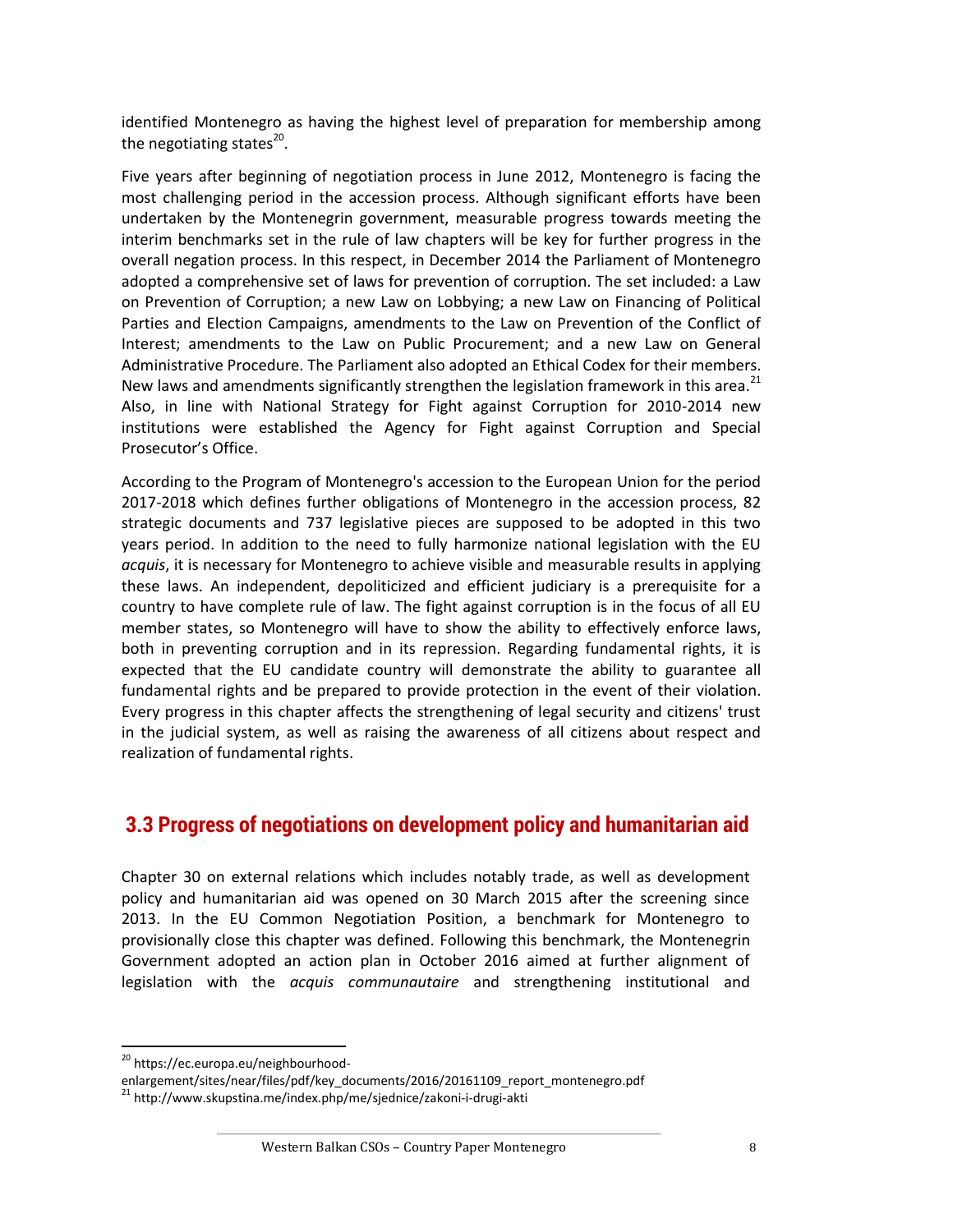identified Montenegro as having the highest level of preparation for membership among the negotiating states[20].

Five years after beginning of negotiation process in June 2012, Montenegro is facing the most challenging period in the accession process. Although significant efforts have been undertaken by the Montenegrin government, measurable progress towards meeting the interim benchmarks set in the rule of law chapters will be key for further progress in the overall negation process. In this respect, in December 2014 the Parliament of Montenegro adopted a comprehensive set of laws for prevention of corruption. The set included: a Law on Prevention of Corruption; a new Law on Lobbying; a new Law on Financing of Political Parties and Election Campaigns, amendments to the Law on Prevention of the Conflict of Interest; amendments to the Law on Public Procurement; and a new Law on General Administrative Procedure. The Parliament also adopted an Ethical Codex for their members. New laws and amendments significantly strengthen the legislation framework in this area.[21] Also, in line with National Strategy for Fight against Corruption for 2010-2014 new institutions were established the Agency for Fight against Corruption and Special Prosecutor's Office.

According to the Program of Montenegro's accession to the European Union for the period 2017-2018 which defines further obligations of Montenegro in the accession process, 82 strategic documents and 737 legislative pieces are supposed to be adopted in this two years period. In addition to the need to fully harmonize national legislation with the EU *acquis*, it is necessary for Montenegro to achieve visible and measurable results in applying these laws. An independent, depoliticized and efficient judiciary is a prerequisite for a country to have complete rule of law. The fight against corruption is in the focus of all EU member states, so Montenegro will have to show the ability to effectively enforce laws, both in preventing corruption and in its repression. Regarding fundamental rights, it is expected that the EU candidate country will demonstrate the ability to guarantee all fundamental rights and be prepared to provide protection in the event of their violation. Every progress in this chapter affects the strengthening of legal security and citizens' trust in the judicial system, as well as raising the awareness of all citizens about respect and realization of fundamental rights.

## 3.3 Progress of negotiations on development policy and humanitarian aid

Chapter 30 on external relations which includes notably trade, as well as development policy and humanitarian aid was opened on 30 March 2015 after the screening since 2013. In the EU Common Negotiation Position, a benchmark for Montenegro to provisionally close this chapter was defined. Following this benchmark, the Montenegrin Government adopted an action plan in October 2016 aimed at further alignment of legislation with the *acquis communautaire* and strengthening institutional and

---

[20] https://ec.europa.eu/neighbourhood-enlargement/sites/near/files/pdf/key_documents/2016/20161109_report_montenegro.pdf

[21] http://www.skupstina.me/index.php/me/sjednice/zakoni-i-drugi-akti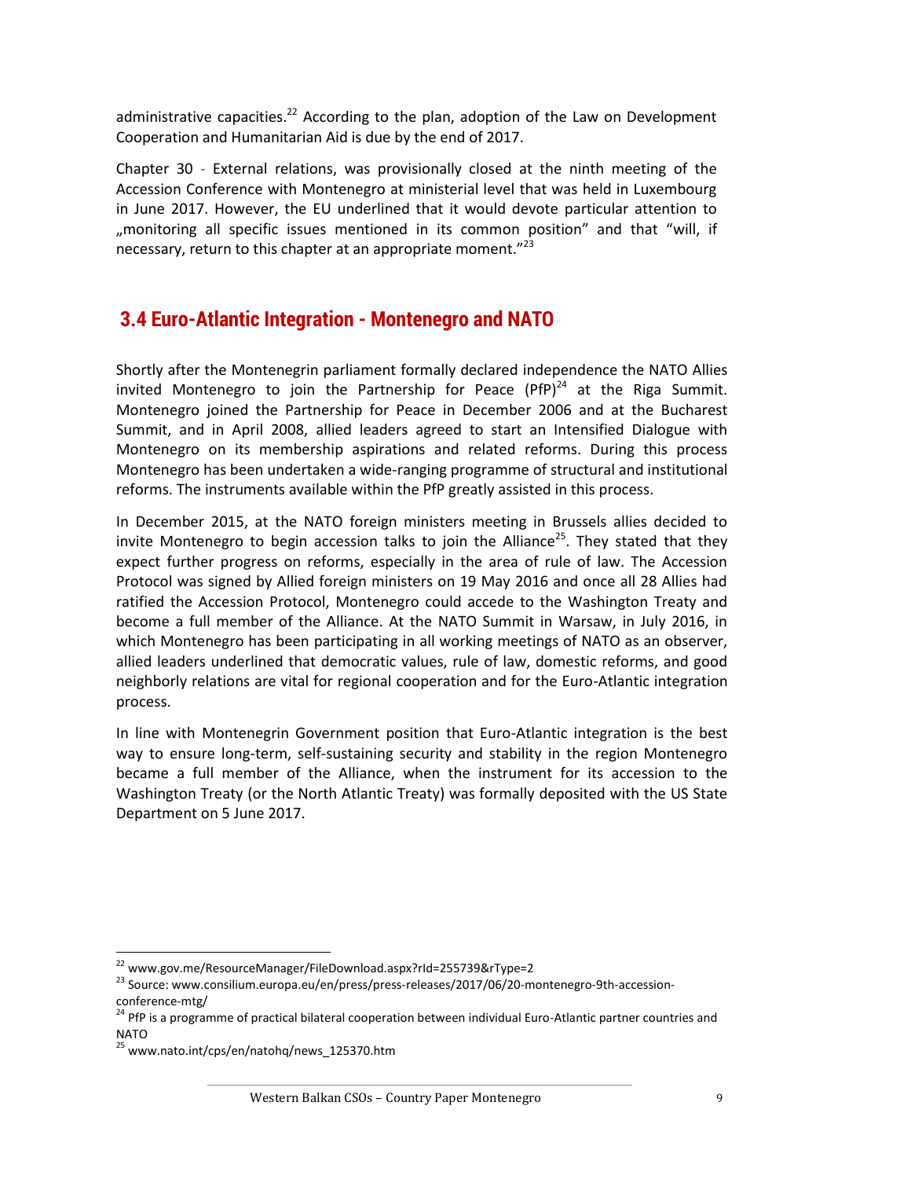administrative capacities.[22] According to the plan, adoption of the Law on Development Cooperation and Humanitarian Aid is due by the end of 2017.

Chapter 30 - External relations, was provisionally closed at the ninth meeting of the Accession Conference with Montenegro at ministerial level that was held in Luxembourg in June 2017. However, the EU underlined that it would devote particular attention to „monitoring all specific issues mentioned in its common position" and that "will, if necessary, return to this chapter at an appropriate moment."[23]

## 3.4 Euro-Atlantic Integration - Montenegro and NATO

Shortly after the Montenegrin parliament formally declared independence the NATO Allies invited Montenegro to join the Partnership for Peace (PfP)[24] at the Riga Summit. Montenegro joined the Partnership for Peace in December 2006 and at the Bucharest Summit, and in April 2008, allied leaders agreed to start an Intensified Dialogue with Montenegro on its membership aspirations and related reforms. During this process Montenegro has been undertaken a wide-ranging programme of structural and institutional reforms. The instruments available within the PfP greatly assisted in this process.

In December 2015, at the NATO foreign ministers meeting in Brussels allies decided to invite Montenegro to begin accession talks to join the Alliance[25]. They stated that they expect further progress on reforms, especially in the area of rule of law. The Accession Protocol was signed by Allied foreign ministers on 19 May 2016 and once all 28 Allies had ratified the Accession Protocol, Montenegro could accede to the Washington Treaty and become a full member of the Alliance. At the NATO Summit in Warsaw, in July 2016, in which Montenegro has been participating in all working meetings of NATO as an observer, allied leaders underlined that democratic values, rule of law, domestic reforms, and good neighborly relations are vital for regional cooperation and for the Euro-Atlantic integration process.

In line with Montenegrin Government position that Euro-Atlantic integration is the best way to ensure long-term, self-sustaining security and stability in the region Montenegro became a full member of the Alliance, when the instrument for its accession to the Washington Treaty (or the North Atlantic Treaty) was formally deposited with the US State Department on 5 June 2017.

---

[22] www.gov.me/ResourceManager/FileDownload.aspx?rId=255739&rType=2

[23] Source: www.consilium.europa.eu/en/press/press-releases/2017/06/20-montenegro-9th-accession-conference-mtg/

[24] PfP is a programme of practical bilateral cooperation between individual Euro-Atlantic partner countries and NATO

[25] www.nato.int/cps/en/natohq/news_125370.htm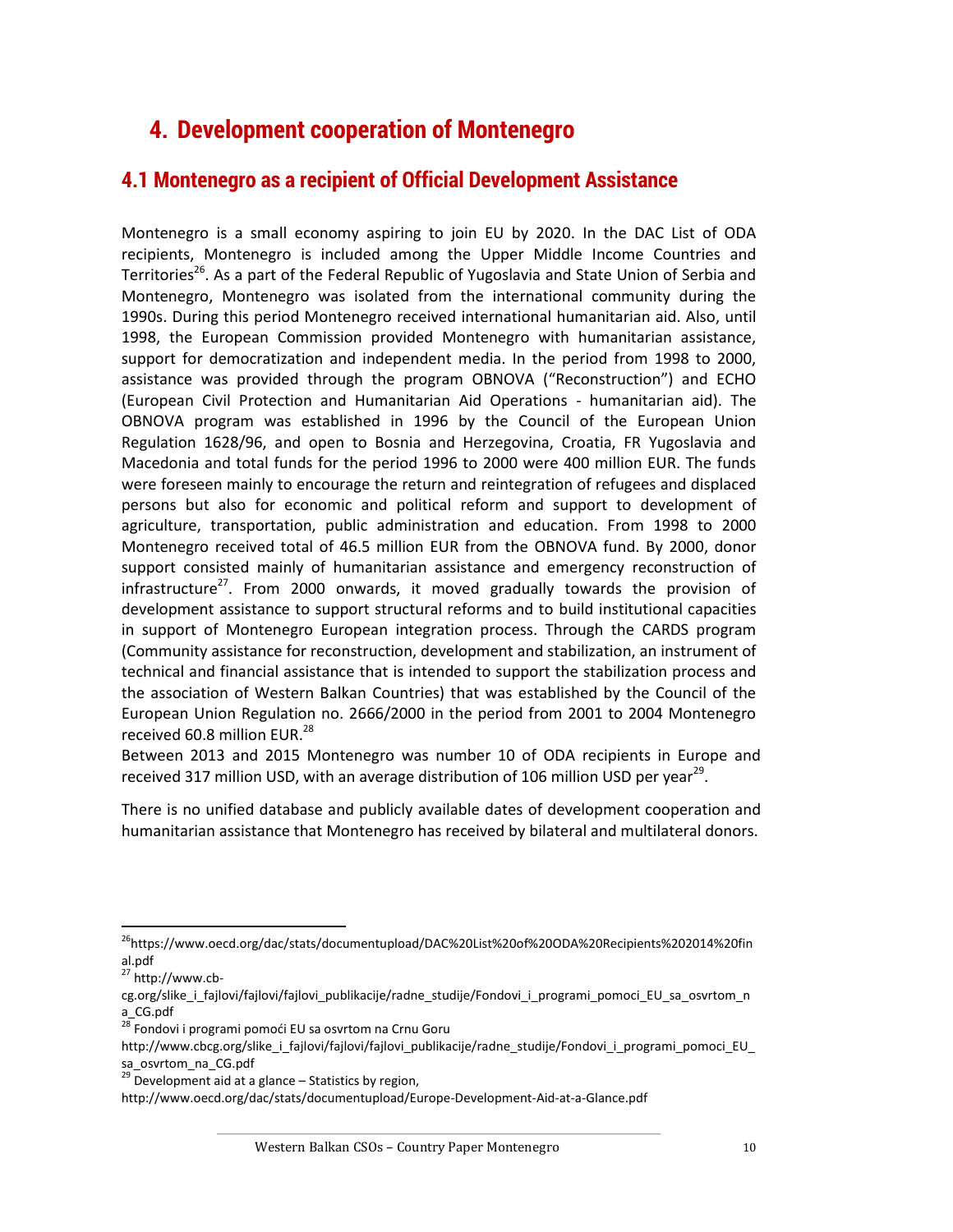# 4. Development cooperation of Montenegro

## 4.1 Montenegro as a recipient of Official Development Assistance

Montenegro is a small economy aspiring to join EU by 2020. In the DAC List of ODA recipients, Montenegro is included among the Upper Middle Income Countries and Territories[26]. As a part of the Federal Republic of Yugoslavia and State Union of Serbia and Montenegro, Montenegro was isolated from the international community during the 1990s. During this period Montenegro received international humanitarian aid. Also, until 1998, the European Commission provided Montenegro with humanitarian assistance, support for democratization and independent media. In the period from 1998 to 2000, assistance was provided through the program OBNOVA ("Reconstruction") and ECHO (European Civil Protection and Humanitarian Aid Operations - humanitarian aid). The OBNOVA program was established in 1996 by the Council of the European Union Regulation 1628/96, and open to Bosnia and Herzegovina, Croatia, FR Yugoslavia and Macedonia and total funds for the period 1996 to 2000 were 400 million EUR. The funds were foreseen mainly to encourage the return and reintegration of refugees and displaced persons but also for economic and political reform and support to development of agriculture, transportation, public administration and education. From 1998 to 2000 Montenegro received total of 46.5 million EUR from the OBNOVA fund. By 2000, donor support consisted mainly of humanitarian assistance and emergency reconstruction of infrastructure[27]. From 2000 onwards, it moved gradually towards the provision of development assistance to support structural reforms and to build institutional capacities in support of Montenegro European integration process. Through the CARDS program (Community assistance for reconstruction, development and stabilization, an instrument of technical and financial assistance that is intended to support the stabilization process and the association of Western Balkan Countries) that was established by the Council of the European Union Regulation no. 2666/2000 in the period from 2001 to 2004 Montenegro received 60.8 million EUR.[28]

Between 2013 and 2015 Montenegro was number 10 of ODA recipients in Europe and received 317 million USD, with an average distribution of 106 million USD per year[29].

There is no unified database and publicly available dates of development cooperation and humanitarian assistance that Montenegro has received by bilateral and multilateral donors.

---

[26] https://www.oecd.org/dac/stats/documentupload/DAC%20List%20of%20ODA%20Recipients%202014%20final.pdf

[27] http://www.cb-cg.org/slike_i_fajlovi/fajlovi/fajlovi_publikacije/radne_studije/Fondovi_i_programi_pomoci_EU_sa_osvrtom_na_CG.pdf

[28] Fondovi i programi pomoći EU sa osvrtom na Crnu Goru http://www.cbcg.org/slike_i_fajlovi/fajlovi/fajlovi_publikacije/radne_studije/Fondovi_i_programi_pomoci_EU_sa_osvrtom_na_CG.pdf

[29] Development aid at a glance – Statistics by region, http://www.oecd.org/dac/stats/documentupload/Europe-Development-Aid-at-a-Glance.pdf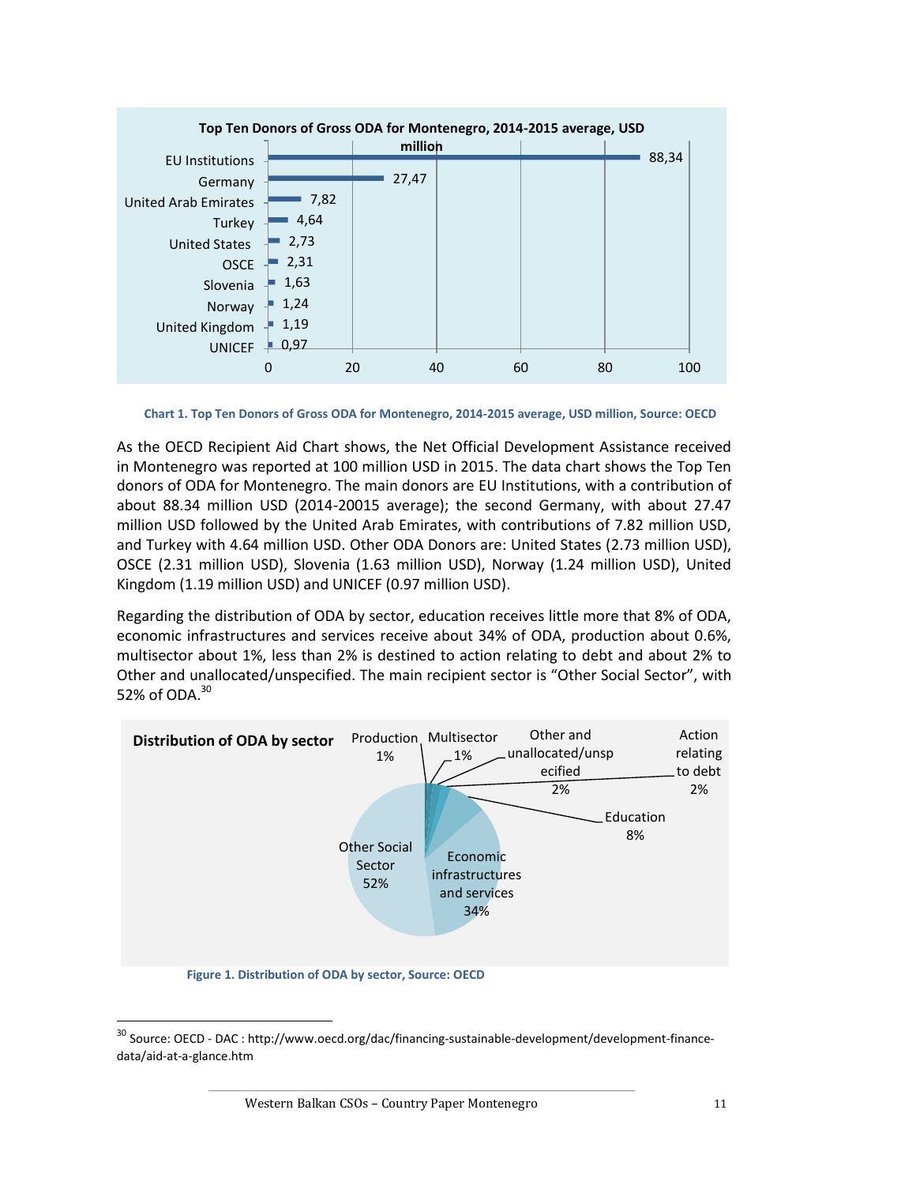Chart 1. Top Ten Donors of Gross ODA for Montenegro, 2014-2015 average, USD million, Source: OECD

As the OECD Recipient Aid Chart shows, the Net Official Development Assistance received in Montenegro was reported at 100 million USD in 2015. The data chart shows the Top Ten donors of ODA for Montenegro. The main donors are EU Institutions, with a contribution of about 88.34 million USD (2014-20015 average); the second Germany, with about 27.47 million USD followed by the United Arab Emirates, with contributions of 7.82 million USD, and Turkey with 4.64 million USD. Other ODA Donors are: United States (2.73 million USD), OSCE (2.31 million USD), Slovenia (1.63 million USD), Norway (1.24 million USD), United Kingdom (1.19 million USD) and UNICEF (0.97 million USD).

Regarding the distribution of ODA by sector, education receives little more that 8% of ODA, economic infrastructures and services receive about 34% of ODA, production about 0.6%, multisector about 1%, less than 2% is destined to action relating to debt and about 2% to Other and unallocated/unspecified. The main recipient sector is "Other Social Sector", with 52% of ODA.[30]

Figure 1. Distribution of ODA by sector, Source: OECD

[30] Source: OECD - DAC : http://www.oecd.org/dac/financing-sustainable-development/development-finance-data/aid-at-a-glance.htm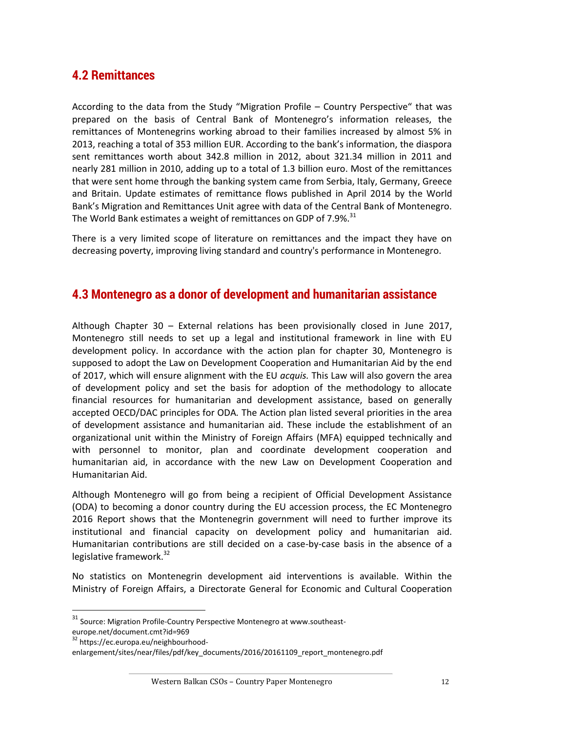## 4.2 Remittances

According to the data from the Study "Migration Profile – Country Perspective" that was prepared on the basis of Central Bank of Montenegro's information releases, the remittances of Montenegrins working abroad to their families increased by almost 5% in 2013, reaching a total of 353 million EUR. According to the bank's information, the diaspora sent remittances worth about 342.8 million in 2012, about 321.34 million in 2011 and nearly 281 million in 2010, adding up to a total of 1.3 billion euro. Most of the remittances that were sent home through the banking system came from Serbia, Italy, Germany, Greece and Britain. Update estimates of remittance flows published in April 2014 by the World Bank's Migration and Remittances Unit agree with data of the Central Bank of Montenegro. The World Bank estimates a weight of remittances on GDP of 7.9%.[31]

There is a very limited scope of literature on remittances and the impact they have on decreasing poverty, improving living standard and country's performance in Montenegro.

## 4.3 Montenegro as a donor of development and humanitarian assistance

Although Chapter 30 – External relations has been provisionally closed in June 2017, Montenegro still needs to set up a legal and institutional framework in line with EU development policy. In accordance with the action plan for chapter 30, Montenegro is supposed to adopt the Law on Development Cooperation and Humanitarian Aid by the end of 2017, which will ensure alignment with the EU *acquis.* This Law will also govern the area of development policy and set the basis for adoption of the methodology to allocate financial resources for humanitarian and development assistance, based on generally accepted OECD/DAC principles for ODA. The Action plan listed several priorities in the area of development assistance and humanitarian aid. These include the establishment of an organizational unit within the Ministry of Foreign Affairs (MFA) equipped technically and with personnel to monitor, plan and coordinate development cooperation and humanitarian aid, in accordance with the new Law on Development Cooperation and Humanitarian Aid.

Although Montenegro will go from being a recipient of Official Development Assistance (ODA) to becoming a donor country during the EU accession process, the EC Montenegro 2016 Report shows that the Montenegrin government will need to further improve its institutional and financial capacity on development policy and humanitarian aid. Humanitarian contributions are still decided on a case-by-case basis in the absence of a legislative framework.[32]

No statistics on Montenegrin development aid interventions is available. Within the Ministry of Foreign Affairs, a Directorate General for Economic and Cultural Cooperation

---

[31] Source: Migration Profile-Country Perspective Montenegro at www.southeast-europe.net/document.cmt?id=969

[32] https://ec.europa.eu/neighbourhood-enlargement/sites/near/files/pdf/key_documents/2016/20161109_report_montenegro.pdf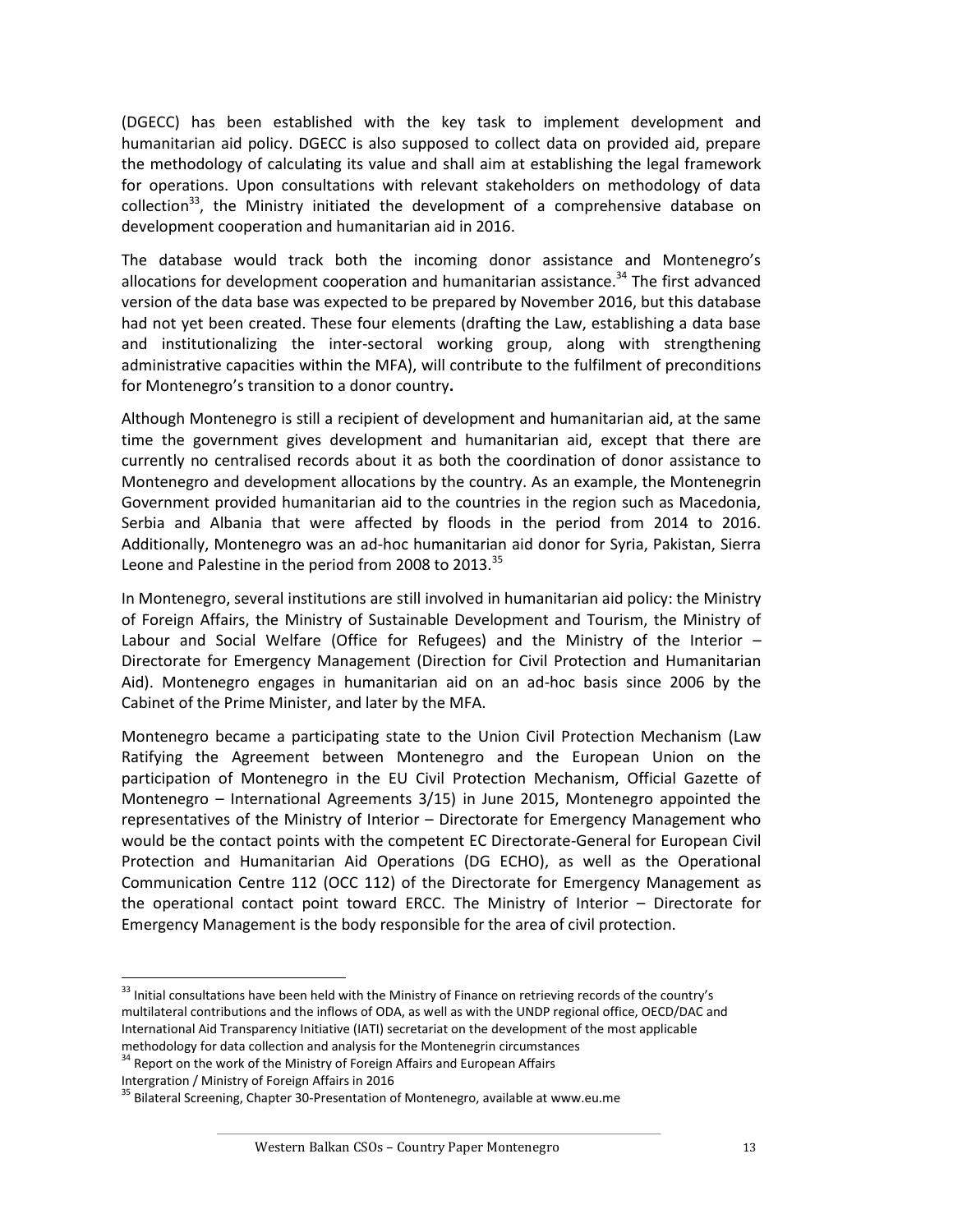(DGECC) has been established with the key task to implement development and humanitarian aid policy. DGECC is also supposed to collect data on provided aid, prepare the methodology of calculating its value and shall aim at establishing the legal framework for operations. Upon consultations with relevant stakeholders on methodology of data collection[33], the Ministry initiated the development of a comprehensive database on development cooperation and humanitarian aid in 2016.

The database would track both the incoming donor assistance and Montenegro's allocations for development cooperation and humanitarian assistance.[34] The first advanced version of the data base was expected to be prepared by November 2016, but this database had not yet been created. These four elements (drafting the Law, establishing a data base and institutionalizing the inter-sectoral working group, along with strengthening administrative capacities within the MFA), will contribute to the fulfilment of preconditions for Montenegro's transition to a donor country**.**

Although Montenegro is still a recipient of development and humanitarian aid, at the same time the government gives development and humanitarian aid, except that there are currently no centralised records about it as both the coordination of donor assistance to Montenegro and development allocations by the country. As an example, the Montenegrin Government provided humanitarian aid to the countries in the region such as Macedonia, Serbia and Albania that were affected by floods in the period from 2014 to 2016. Additionally, Montenegro was an ad-hoc humanitarian aid donor for Syria, Pakistan, Sierra Leone and Palestine in the period from 2008 to 2013.[35]

In Montenegro, several institutions are still involved in humanitarian aid policy: the Ministry of Foreign Affairs, the Ministry of Sustainable Development and Tourism, the Ministry of Labour and Social Welfare (Office for Refugees) and the Ministry of the Interior – Directorate for Emergency Management (Direction for Civil Protection and Humanitarian Aid). Montenegro engages in humanitarian aid on an ad-hoc basis since 2006 by the Cabinet of the Prime Minister, and later by the MFA.

Montenegro became a participating state to the Union Civil Protection Mechanism (Law Ratifying the Agreement between Montenegro and the European Union on the participation of Montenegro in the EU Civil Protection Mechanism, Official Gazette of Montenegro – International Agreements 3/15) in June 2015, Montenegro appointed the representatives of the Ministry of Interior – Directorate for Emergency Management who would be the contact points with the competent EC Directorate-General for European Civil Protection and Humanitarian Aid Operations (DG ECHO), as well as the Operational Communication Centre 112 (OCC 112) of the Directorate for Emergency Management as the operational contact point toward ERCC. The Ministry of Interior – Directorate for Emergency Management is the body responsible for the area of civil protection.

---

[33] Initial consultations have been held with the Ministry of Finance on retrieving records of the country's multilateral contributions and the inflows of ODA, as well as with the UNDP regional office, OECD/DAC and International Aid Transparency Initiative (IATI) secretariat on the development of the most applicable methodology for data collection and analysis for the Montenegrin circumstances

[34] Report on the work of the Ministry of Foreign Affairs and European Affairs Intergration / Ministry of Foreign Affairs in 2016

[35] Bilateral Screening, Chapter 30-Presentation of Montenegro, available at www.eu.me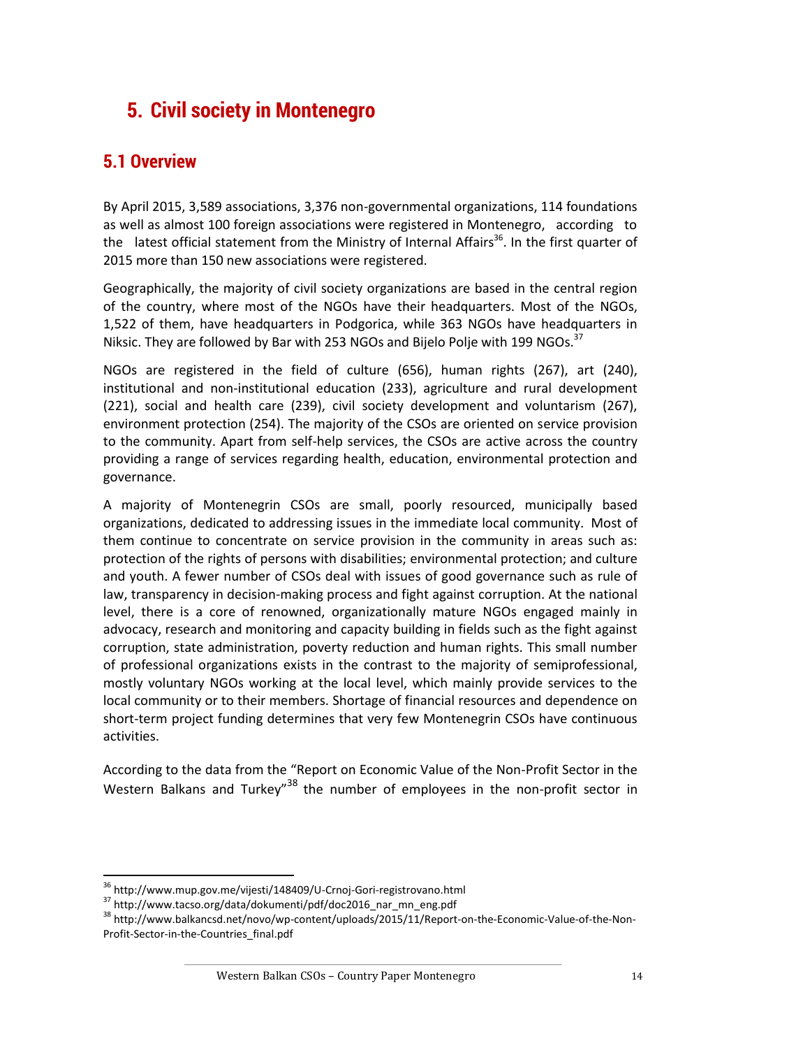# 5. Civil society in Montenegro

## 5.1 Overview

By April 2015, 3,589 associations, 3,376 non-governmental organizations, 114 foundations as well as almost 100 foreign associations were registered in Montenegro, according to the latest official statement from the Ministry of Internal Affairs[36]. In the first quarter of 2015 more than 150 new associations were registered.

Geographically, the majority of civil society organizations are based in the central region of the country, where most of the NGOs have their headquarters. Most of the NGOs, 1,522 of them, have headquarters in Podgorica, while 363 NGOs have headquarters in Niksic. They are followed by Bar with 253 NGOs and Bijelo Polje with 199 NGOs.[37]

NGOs are registered in the field of culture (656), human rights (267), art (240), institutional and non-institutional education (233), agriculture and rural development (221), social and health care (239), civil society development and voluntarism (267), environment protection (254). The majority of the CSOs are oriented on service provision to the community. Apart from self-help services, the CSOs are active across the country providing a range of services regarding health, education, environmental protection and governance.

A majority of Montenegrin CSOs are small, poorly resourced, municipally based organizations, dedicated to addressing issues in the immediate local community. Most of them continue to concentrate on service provision in the community in areas such as: protection of the rights of persons with disabilities; environmental protection; and culture and youth. A fewer number of CSOs deal with issues of good governance such as rule of law, transparency in decision-making process and fight against corruption. At the national level, there is a core of renowned, organizationally mature NGOs engaged mainly in advocacy, research and monitoring and capacity building in fields such as the fight against corruption, state administration, poverty reduction and human rights. This small number of professional organizations exists in the contrast to the majority of semiprofessional, mostly voluntary NGOs working at the local level, which mainly provide services to the local community or to their members. Shortage of financial resources and dependence on short-term project funding determines that very few Montenegrin CSOs have continuous activities.

According to the data from the "Report on Economic Value of the Non-Profit Sector in the Western Balkans and Turkey"[38] the number of employees in the non-profit sector in

---

[36] http://www.mup.gov.me/vijesti/148409/U-Crnoj-Gori-registrovano.html

[37] http://www.tacso.org/data/dokumenti/pdf/doc2016_nar_mn_eng.pdf

[38] http://www.balkancsd.net/novo/wp-content/uploads/2015/11/Report-on-the-Economic-Value-of-the-Non-Profit-Sector-in-the-Countries_final.pdf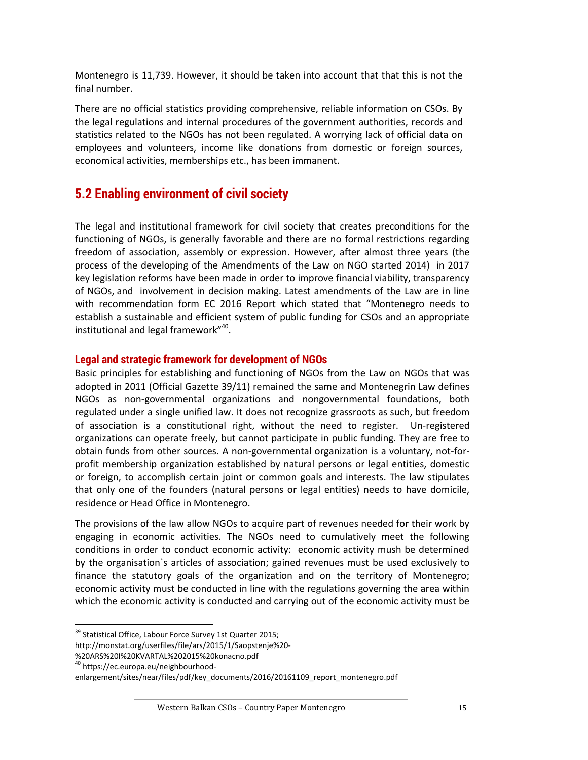Montenegro is 11,739. However, it should be taken into account that that this is not the final number.

There are no official statistics providing comprehensive, reliable information on CSOs. By the legal regulations and internal procedures of the government authorities, records and statistics related to the NGOs has not been regulated. A worrying lack of official data on employees and volunteers, income like donations from domestic or foreign sources, economical activities, memberships etc., has been immanent.

## 5.2 Enabling environment of civil society

The legal and institutional framework for civil society that creates preconditions for the functioning of NGOs, is generally favorable and there are no formal restrictions regarding freedom of association, assembly or expression. However, after almost three years (the process of the developing of the Amendments of the Law on NGO started 2014) in 2017 key legislation reforms have been made in order to improve financial viability, transparency of NGOs, and involvement in decision making. Latest amendments of the Law are in line with recommendation form EC 2016 Report which stated that "Montenegro needs to establish a sustainable and efficient system of public funding for CSOs and an appropriate institutional and legal framework"[40].

### Legal and strategic framework for development of NGOs

Basic principles for establishing and functioning of NGOs from the Law on NGOs that was adopted in 2011 (Official Gazette 39/11) remained the same and Montenegrin Law defines NGOs as non-governmental organizations and nongovernmental foundations, both regulated under a single unified law. It does not recognize grassroots as such, but freedom of association is a constitutional right, without the need to register. Un-registered organizations can operate freely, but cannot participate in public funding. They are free to obtain funds from other sources. A non-governmental organization is a voluntary, not-for-profit membership organization established by natural persons or legal entities, domestic or foreign, to accomplish certain joint or common goals and interests. The law stipulates that only one of the founders (natural persons or legal entities) needs to have domicile, residence or Head Office in Montenegro.

The provisions of the law allow NGOs to acquire part of revenues needed for their work by engaging in economic activities. The NGOs need to cumulatively meet the following conditions in order to conduct economic activity: economic activity mush be determined by the organisation`s articles of association; gained revenues must be used exclusively to finance the statutory goals of the organization and on the territory of Montenegro; economic activity must be conducted in line with the regulations governing the area within which the economic activity is conducted and carrying out of the economic activity must be

---

[39] Statistical Office, Labour Force Survey 1st Quarter 2015; http://monstat.org/userfiles/file/ars/2015/1/Saopstenje%20-%20ARS%20I%20KVARTAL%202015%20konacno.pdf

[40] https://ec.europa.eu/neighbourhood-enlargement/sites/near/files/pdf/key_documents/2016/20161109_report_montenegro.pdf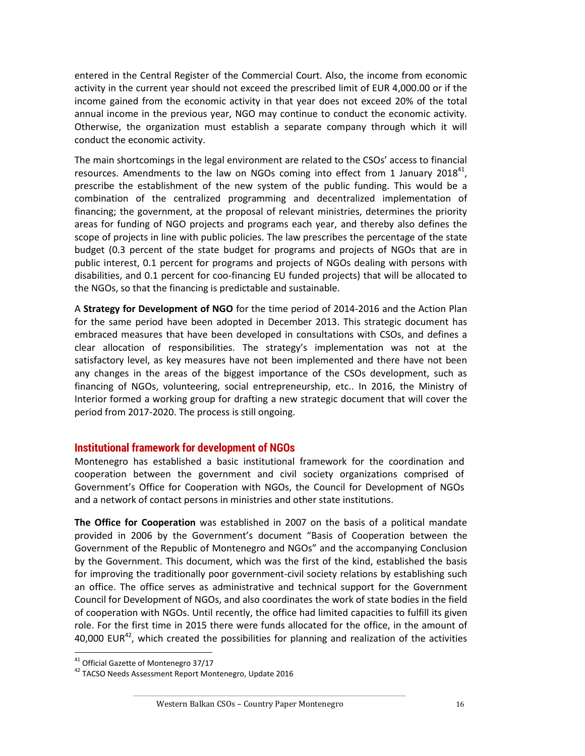entered in the Central Register of the Commercial Court. Also, the income from economic activity in the current year should not exceed the prescribed limit of EUR 4,000.00 or if the income gained from the economic activity in that year does not exceed 20% of the total annual income in the previous year, NGO may continue to conduct the economic activity. Otherwise, the organization must establish a separate company through which it will conduct the economic activity.

The main shortcomings in the legal environment are related to the CSOs' access to financial resources. Amendments to the law on NGOs coming into effect from 1 January 2018[41], prescribe the establishment of the new system of the public funding. This would be a combination of the centralized programming and decentralized implementation of financing; the government, at the proposal of relevant ministries, determines the priority areas for funding of NGO projects and programs each year, and thereby also defines the scope of projects in line with public policies. The law prescribes the percentage of the state budget (0.3 percent of the state budget for programs and projects of NGOs that are in public interest, 0.1 percent for programs and projects of NGOs dealing with persons with disabilities, and 0.1 percent for coo-financing EU funded projects) that will be allocated to the NGOs, so that the financing is predictable and sustainable.

A **Strategy for Development of NGO** for the time period of 2014-2016 and the Action Plan for the same period have been adopted in December 2013. This strategic document has embraced measures that have been developed in consultations with CSOs, and defines a clear allocation of responsibilities. The strategy's implementation was not at the satisfactory level, as key measures have not been implemented and there have not been any changes in the areas of the biggest importance of the CSOs development, such as financing of NGOs, volunteering, social entrepreneurship, etc.. In 2016, the Ministry of Interior formed a working group for drafting a new strategic document that will cover the period from 2017-2020. The process is still ongoing.

## Institutional framework for development of NGOs

Montenegro has established a basic institutional framework for the coordination and cooperation between the government and civil society organizations comprised of Government's Office for Cooperation with NGOs, the Council for Development of NGOs and a network of contact persons in ministries and other state institutions.

**The Office for Cooperation** was established in 2007 on the basis of a political mandate provided in 2006 by the Government's document "Basis of Cooperation between the Government of the Republic of Montenegro and NGOs" and the accompanying Conclusion by the Government. This document, which was the first of the kind, established the basis for improving the traditionally poor government-civil society relations by establishing such an office. The office serves as administrative and technical support for the Government Council for Development of NGOs, and also coordinates the work of state bodies in the field of cooperation with NGOs. Until recently, the office had limited capacities to fulfill its given role. For the first time in 2015 there were funds allocated for the office, in the amount of 40,000 EUR[42], which created the possibilities for planning and realization of the activities

[41] Official Gazette of Montenegro 37/17

[42] TACSO Needs Assessment Report Montenegro, Update 2016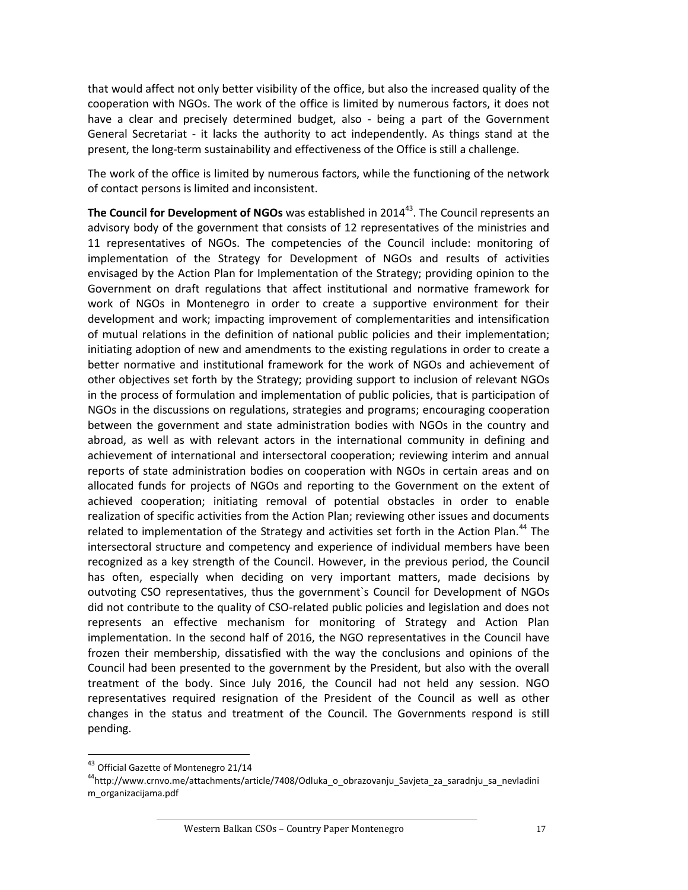that would affect not only better visibility of the office, but also the increased quality of the cooperation with NGOs. The work of the office is limited by numerous factors, it does not have a clear and precisely determined budget, also - being a part of the Government General Secretariat - it lacks the authority to act independently. As things stand at the present, the long-term sustainability and effectiveness of the Office is still a challenge.

The work of the office is limited by numerous factors, while the functioning of the network of contact persons is limited and inconsistent.

**The Council for Development of NGOs** was established in 2014[43]. The Council represents an advisory body of the government that consists of 12 representatives of the ministries and 11 representatives of NGOs. The competencies of the Council include: monitoring of implementation of the Strategy for Development of NGOs and results of activities envisaged by the Action Plan for Implementation of the Strategy; providing opinion to the Government on draft regulations that affect institutional and normative framework for work of NGOs in Montenegro in order to create a supportive environment for their development and work; impacting improvement of complementarities and intensification of mutual relations in the definition of national public policies and their implementation; initiating adoption of new and amendments to the existing regulations in order to create a better normative and institutional framework for the work of NGOs and achievement of other objectives set forth by the Strategy; providing support to inclusion of relevant NGOs in the process of formulation and implementation of public policies, that is participation of NGOs in the discussions on regulations, strategies and programs; encouraging cooperation between the government and state administration bodies with NGOs in the country and abroad, as well as with relevant actors in the international community in defining and achievement of international and intersectoral cooperation; reviewing interim and annual reports of state administration bodies on cooperation with NGOs in certain areas and on allocated funds for projects of NGOs and reporting to the Government on the extent of achieved cooperation; initiating removal of potential obstacles in order to enable realization of specific activities from the Action Plan; reviewing other issues and documents related to implementation of the Strategy and activities set forth in the Action Plan.[44] The intersectoral structure and competency and experience of individual members have been recognized as a key strength of the Council. However, in the previous period, the Council has often, especially when deciding on very important matters, made decisions by outvoting CSO representatives, thus the government`s Council for Development of NGOs did not contribute to the quality of CSO-related public policies and legislation and does not represents an effective mechanism for monitoring of Strategy and Action Plan implementation. In the second half of 2016, the NGO representatives in the Council have frozen their membership, dissatisfied with the way the conclusions and opinions of the Council had been presented to the government by the President, but also with the overall treatment of the body. Since July 2016, the Council had not held any session. NGO representatives required resignation of the President of the Council as well as other changes in the status and treatment of the Council. The Governments respond is still pending.

---

[43] Official Gazette of Montenegro 21/14

[44] http://www.crnvo.me/attachments/article/7408/Odluka_o_obrazovanju_Savjeta_za_saradnju_sa_nevladinim_organizacijama.pdf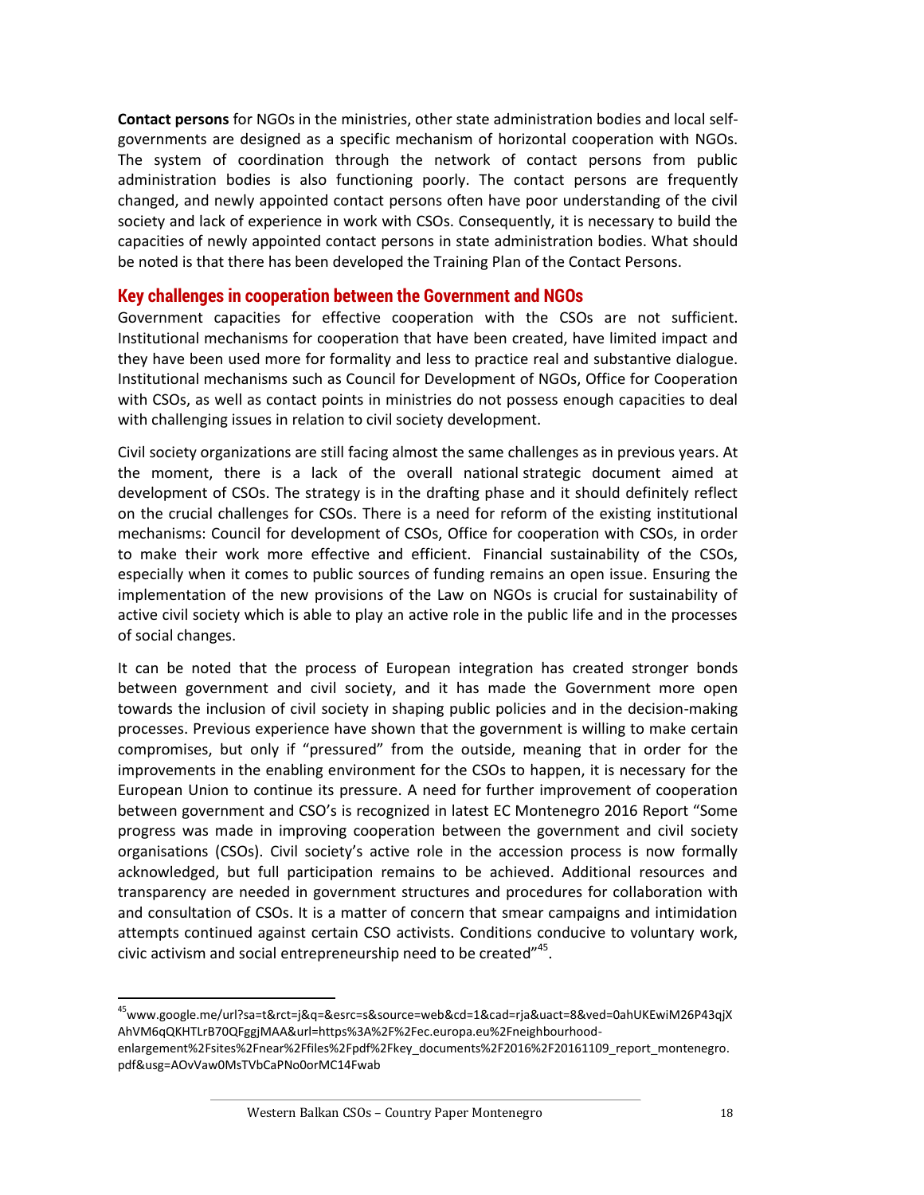**Contact persons** for NGOs in the ministries, other state administration bodies and local self-governments are designed as a specific mechanism of horizontal cooperation with NGOs. The system of coordination through the network of contact persons from public administration bodies is also functioning poorly. The contact persons are frequently changed, and newly appointed contact persons often have poor understanding of the civil society and lack of experience in work with CSOs. Consequently, it is necessary to build the capacities of newly appointed contact persons in state administration bodies. What should be noted is that there has been developed the Training Plan of the Contact Persons.

## Key challenges in cooperation between the Government and NGOs

Government capacities for effective cooperation with the CSOs are not sufficient. Institutional mechanisms for cooperation that have been created, have limited impact and they have been used more for formality and less to practice real and substantive dialogue. Institutional mechanisms such as Council for Development of NGOs, Office for Cooperation with CSOs, as well as contact points in ministries do not possess enough capacities to deal with challenging issues in relation to civil society development.

Civil society organizations are still facing almost the same challenges as in previous years. At the moment, there is a lack of the overall national strategic document aimed at development of CSOs. The strategy is in the drafting phase and it should definitely reflect on the crucial challenges for CSOs. There is a need for reform of the existing institutional mechanisms: Council for development of CSOs, Office for cooperation with CSOs, in order to make their work more effective and efficient. Financial sustainability of the CSOs, especially when it comes to public sources of funding remains an open issue. Ensuring the implementation of the new provisions of the Law on NGOs is crucial for sustainability of active civil society which is able to play an active role in the public life and in the processes of social changes.

It can be noted that the process of European integration has created stronger bonds between government and civil society, and it has made the Government more open towards the inclusion of civil society in shaping public policies and in the decision-making processes. Previous experience have shown that the government is willing to make certain compromises, but only if "pressured" from the outside, meaning that in order for the improvements in the enabling environment for the CSOs to happen, it is necessary for the European Union to continue its pressure. A need for further improvement of cooperation between government and CSO's is recognized in latest EC Montenegro 2016 Report "Some progress was made in improving cooperation between the government and civil society organisations (CSOs). Civil society's active role in the accession process is now formally acknowledged, but full participation remains to be achieved. Additional resources and transparency are needed in government structures and procedures for collaboration with and consultation of CSOs. It is a matter of concern that smear campaigns and intimidation attempts continued against certain CSO activists. Conditions conducive to voluntary work, civic activism and social entrepreneurship need to be created"[45].

---

[45] www.google.me/url?sa=t&rct=j&q=&esrc=s&source=web&cd=1&cad=rja&uact=8&ved=0ahUKEwiM26P43qjXAhVM6qQKHTLrB70QFggjMAA&url=https%3A%2F%2Fec.europa.eu%2Fneighbourhood-enlargement%2Fsites%2Fnear%2Ffiles%2Fpdf%2Fkey_documents%2F2016%2F20161109_report_montenegro.pdf&usg=AOvVaw0MsTVbCaPNo0orMC14Fwab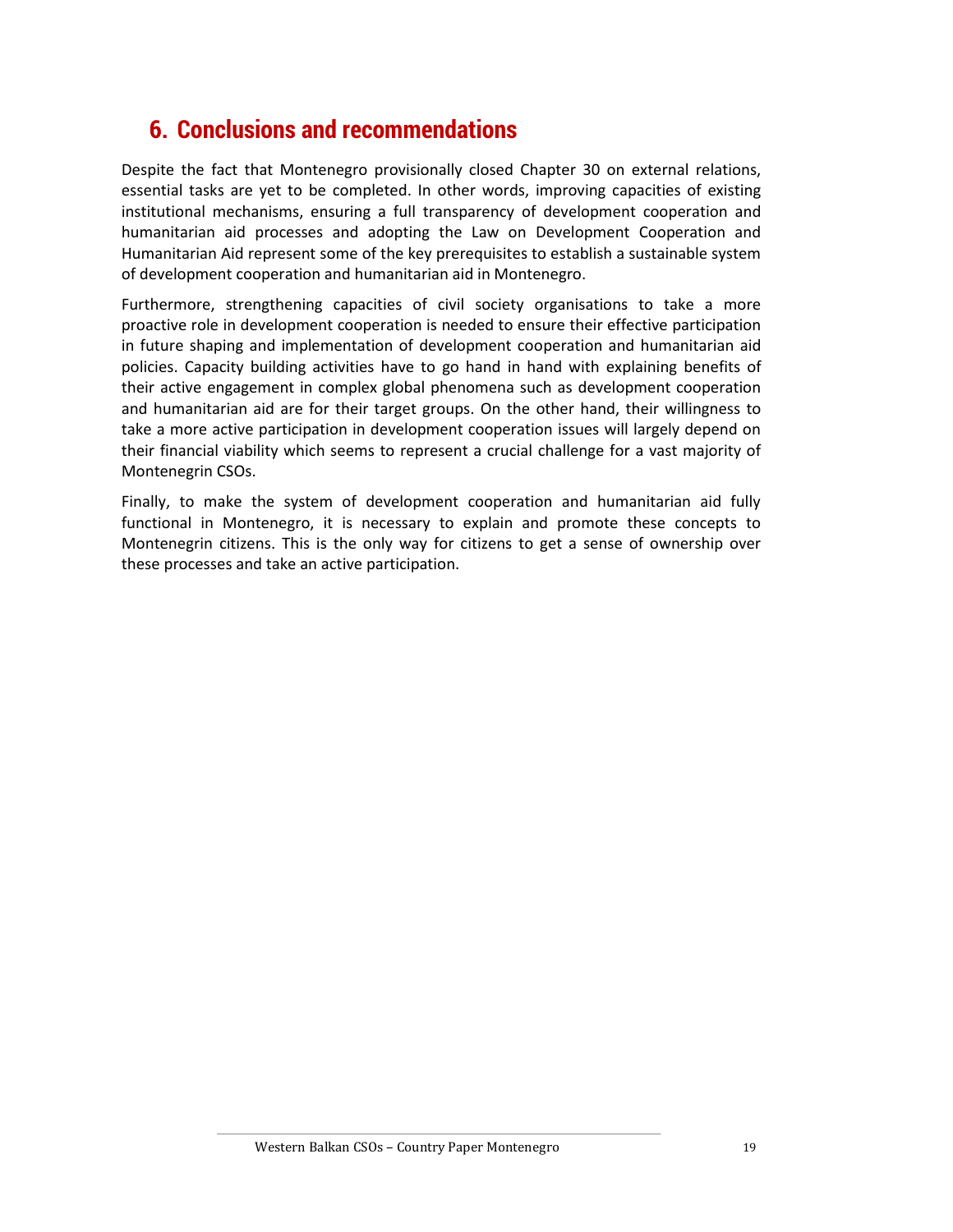## 6. Conclusions and recommendations

Despite the fact that Montenegro provisionally closed Chapter 30 on external relations, essential tasks are yet to be completed. In other words, improving capacities of existing institutional mechanisms, ensuring a full transparency of development cooperation and humanitarian aid processes and adopting the Law on Development Cooperation and Humanitarian Aid represent some of the key prerequisites to establish a sustainable system of development cooperation and humanitarian aid in Montenegro.

Furthermore, strengthening capacities of civil society organisations to take a more proactive role in development cooperation is needed to ensure their effective participation in future shaping and implementation of development cooperation and humanitarian aid policies. Capacity building activities have to go hand in hand with explaining benefits of their active engagement in complex global phenomena such as development cooperation and humanitarian aid are for their target groups. On the other hand, their willingness to take a more active participation in development cooperation issues will largely depend on their financial viability which seems to represent a crucial challenge for a vast majority of Montenegrin CSOs.

Finally, to make the system of development cooperation and humanitarian aid fully functional in Montenegro, it is necessary to explain and promote these concepts to Montenegrin citizens. This is the only way for citizens to get a sense of ownership over these processes and take an active participation.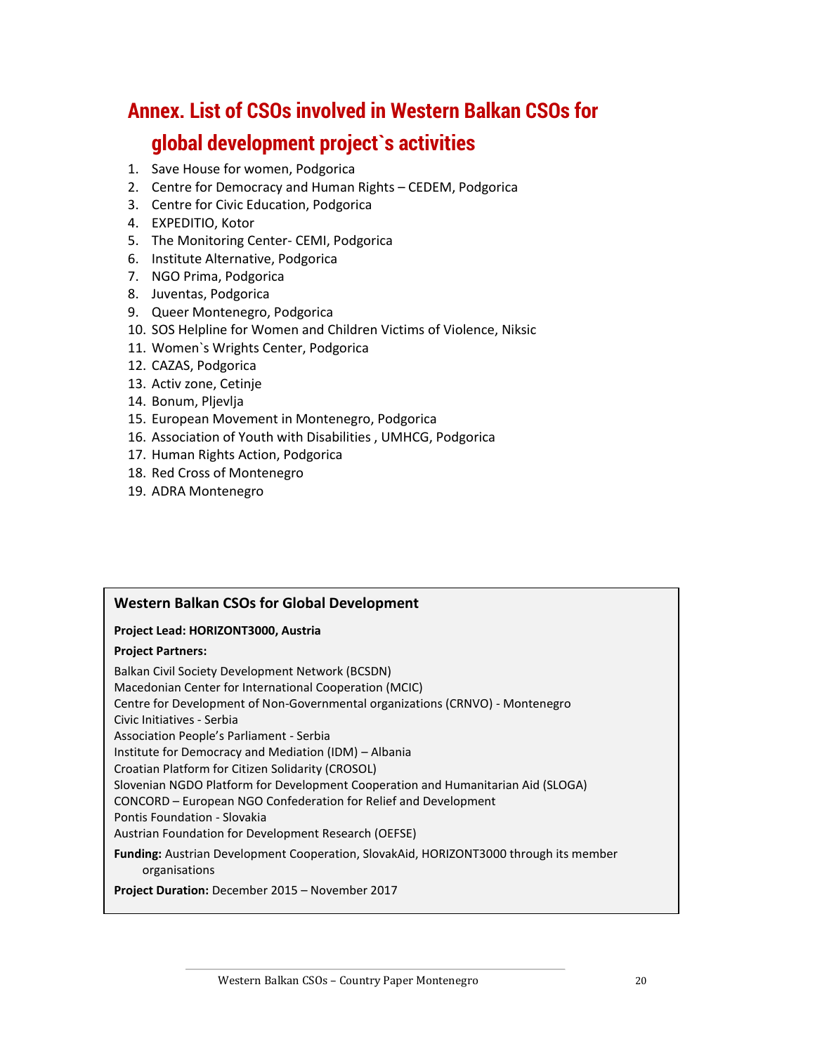# Annex. List of CSOs involved in Western Balkan CSOs for global development project`s activities

1. Save House for women, Podgorica
2. Centre for Democracy and Human Rights – CEDEM, Podgorica
3. Centre for Civic Education, Podgorica
4. EXPEDITIO, Kotor
5. The Monitoring Center- CEMI, Podgorica
6. Institute Alternative, Podgorica
7. NGO Prima, Podgorica
8. Juventas, Podgorica
9. Queer Montenegro, Podgorica
10. SOS Helpline for Women and Children Victims of Violence, Niksic
11. Women`s Wrights Center, Podgorica
12. CAZAS, Podgorica
13. Activ zone, Cetinje
14. Bonum, Pljevlja
15. European Movement in Montenegro, Podgorica
16. Association of Youth with Disabilities , UMHCG, Podgorica
17. Human Rights Action, Podgorica
18. Red Cross of Montenegro
19. ADRA Montenegro

## Western Balkan CSOs for Global Development

**Project Lead: HORIZONT3000, Austria**

**Project Partners:**

Balkan Civil Society Development Network (BCSDN)
Macedonian Center for International Cooperation (MCIC)
Centre for Development of Non-Governmental organizations (CRNVO) - Montenegro
Civic Initiatives - Serbia
Association People's Parliament - Serbia
Institute for Democracy and Mediation (IDM) – Albania
Croatian Platform for Citizen Solidarity (CROSOL)
Slovenian NGDO Platform for Development Cooperation and Humanitarian Aid (SLOGA)
CONCORD – European NGO Confederation for Relief and Development
Pontis Foundation - Slovakia
Austrian Foundation for Development Research (OEFSE)

**Funding:** Austrian Development Cooperation, SlovakAid, HORIZONT3000 through its member organisations

**Project Duration:** December 2015 – November 2017